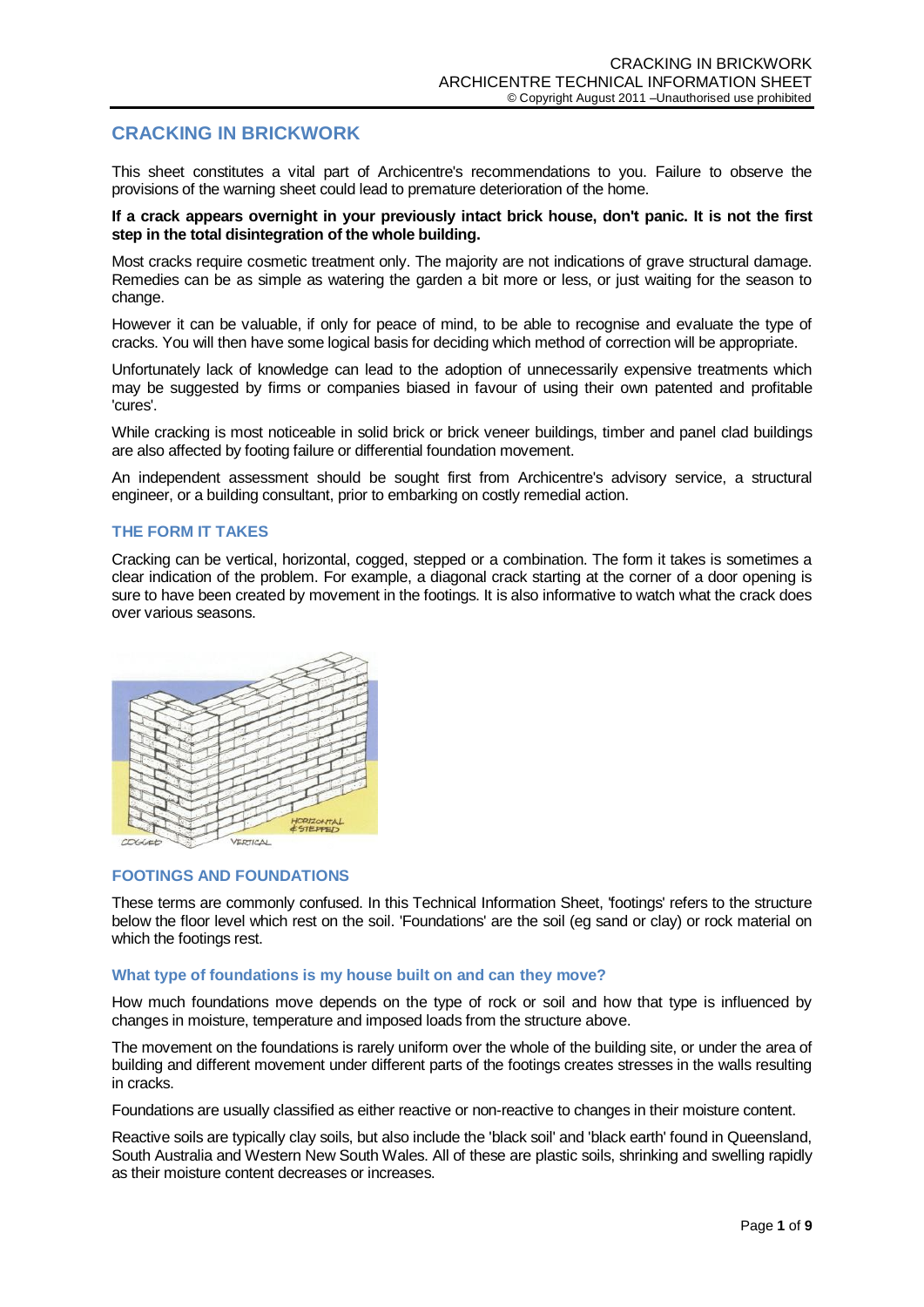# CRACKING IN BRICKWORK

This sheet constitutes a vital part of Archicentre's recommendations to you. Failure to observe the provisions of the warning sheet could lead to premature deterioration of the home.

**If a crack appears overnight in your previously intact brick house, don't panic. It is not the first step in the total disintegration of the whole building.**

Most cracks require cosmetic treatment only. The majority are not indications of grave structural damage. Remedies can be as simple as watering the garden a bit more or less, or just waiting for the season to change.

However it can be valuable, if only for peace of mind, to be able to recognise and evaluate the type of cracks. You will then have some logical basis for deciding which method of correction will be appropriate.

Unfortunately lack of knowledge can lead to the adoption of unnecessarily expensive treatments which may be suggested by firms or companies biased in favour of using their own patented and profitable 'cures'.

While cracking is most noticeable in solid brick or brick veneer buildings, timber and panel clad buildings are also affected by footing failure or differential foundation movement.

An independent assessment should be sought first from Archicentre's advisory service, a structural engineer, or a building consultant, prior to embarking on costly remedial action.

## THE FORM IT TAKES

Cracking can be vertical, horizontal, cogged, stepped or a combination. The form it takes is sometimes a clear indication of the problem. For example, a diagonal crack starting at the corner of a door opening is sure to have been created by movement in the footings. It is also informative to watch what the crack does over various seasons.

COGGED   VERTICAL   HORIZONTAL & STEPPED

## FOOTINGS AND FOUNDATIONS

These terms are commonly confused. In this Technical Information Sheet, 'footings' refers to the structure below the floor level which rest on the soil. 'Foundations' are the soil (eg sand or clay) or rock material on which the footings rest.

### What type of foundations is my house built on and can they move?

How much foundations move depends on the type of rock or soil and how that type is influenced by changes in moisture, temperature and imposed loads from the structure above.

The movement on the foundations is rarely uniform over the whole of the building site, or under the area of building and different movement under different parts of the footings creates stresses in the walls resulting in cracks.

Foundations are usually classified as either reactive or non-reactive to changes in their moisture content.

Reactive soils are typically clay soils, but also include the 'black soil' and 'black earth' found in Queensland, South Australia and Western New South Wales. All of these are plastic soils, shrinking and swelling rapidly as their moisture content decreases or increases.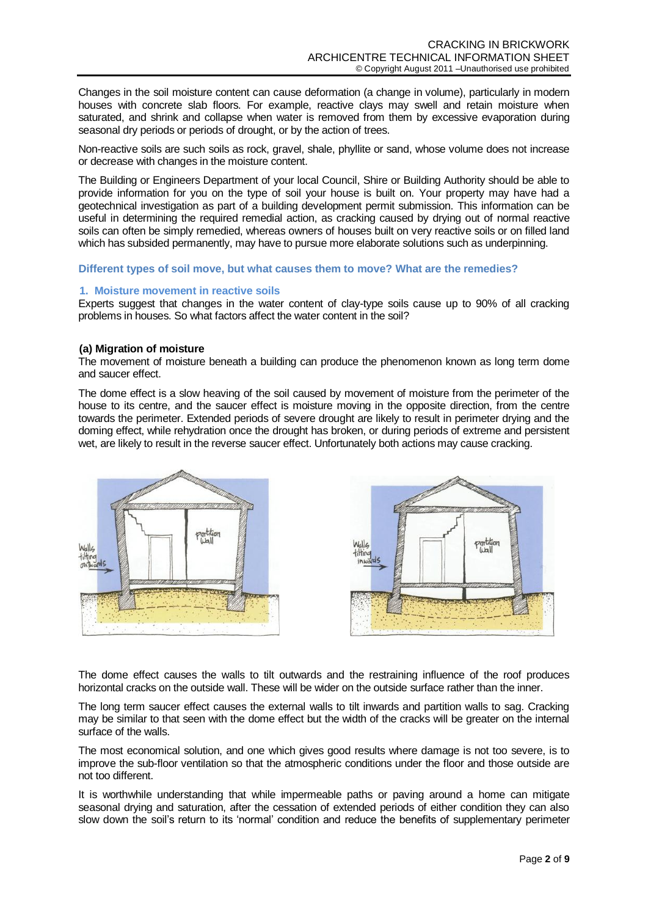Changes in the soil moisture content can cause deformation (a change in volume), particularly in modern houses with concrete slab floors. For example, reactive clays may swell and retain moisture when saturated, and shrink and collapse when water is removed from them by excessive evaporation during seasonal dry periods or periods of drought, or by the action of trees.

Non-reactive soils are such soils as rock, gravel, shale, phyllite or sand, whose volume does not increase or decrease with changes in the moisture content.

The Building or Engineers Department of your local Council, Shire or Building Authority should be able to provide information for you on the type of soil your house is built on. Your property may have had a geotechnical investigation as part of a building development permit submission. This information can be useful in determining the required remedial action, as cracking caused by drying out of normal reactive soils can often be simply remedied, whereas owners of houses built on very reactive soils or on filled land which has subsided permanently, may have to pursue more elaborate solutions such as underpinning.

## Different types of soil move, but what causes them to move? What are the remedies?

### 1. Moisture movement in reactive soils

Experts suggest that changes in the water content of clay-type soils cause up to 90% of all cracking problems in houses. So what factors affect the water content in the soil?

#### (a) Migration of moisture

The movement of moisture beneath a building can produce the phenomenon known as long term dome and saucer effect.

The dome effect is a slow heaving of the soil caused by movement of moisture from the perimeter of the house to its centre, and the saucer effect is moisture moving in the opposite direction, from the centre towards the perimeter. Extended periods of severe drought are likely to result in perimeter drying and the doming effect, while rehydration once the drought has broken, or during periods of extreme and persistent wet, are likely to result in the reverse saucer effect. Unfortunately both actions may cause cracking.

The dome effect causes the walls to tilt outwards and the restraining influence of the roof produces horizontal cracks on the outside wall. These will be wider on the outside surface rather than the inner.

The long term saucer effect causes the external walls to tilt inwards and partition walls to sag. Cracking may be similar to that seen with the dome effect but the width of the cracks will be greater on the internal surface of the walls.

The most economical solution, and one which gives good results where damage is not too severe, is to improve the sub-floor ventilation so that the atmospheric conditions under the floor and those outside are not too different.

It is worthwhile understanding that while impermeable paths or paving around a home can mitigate seasonal drying and saturation, after the cessation of extended periods of either condition they can also slow down the soil's return to its 'normal' condition and reduce the benefits of supplementary perimeter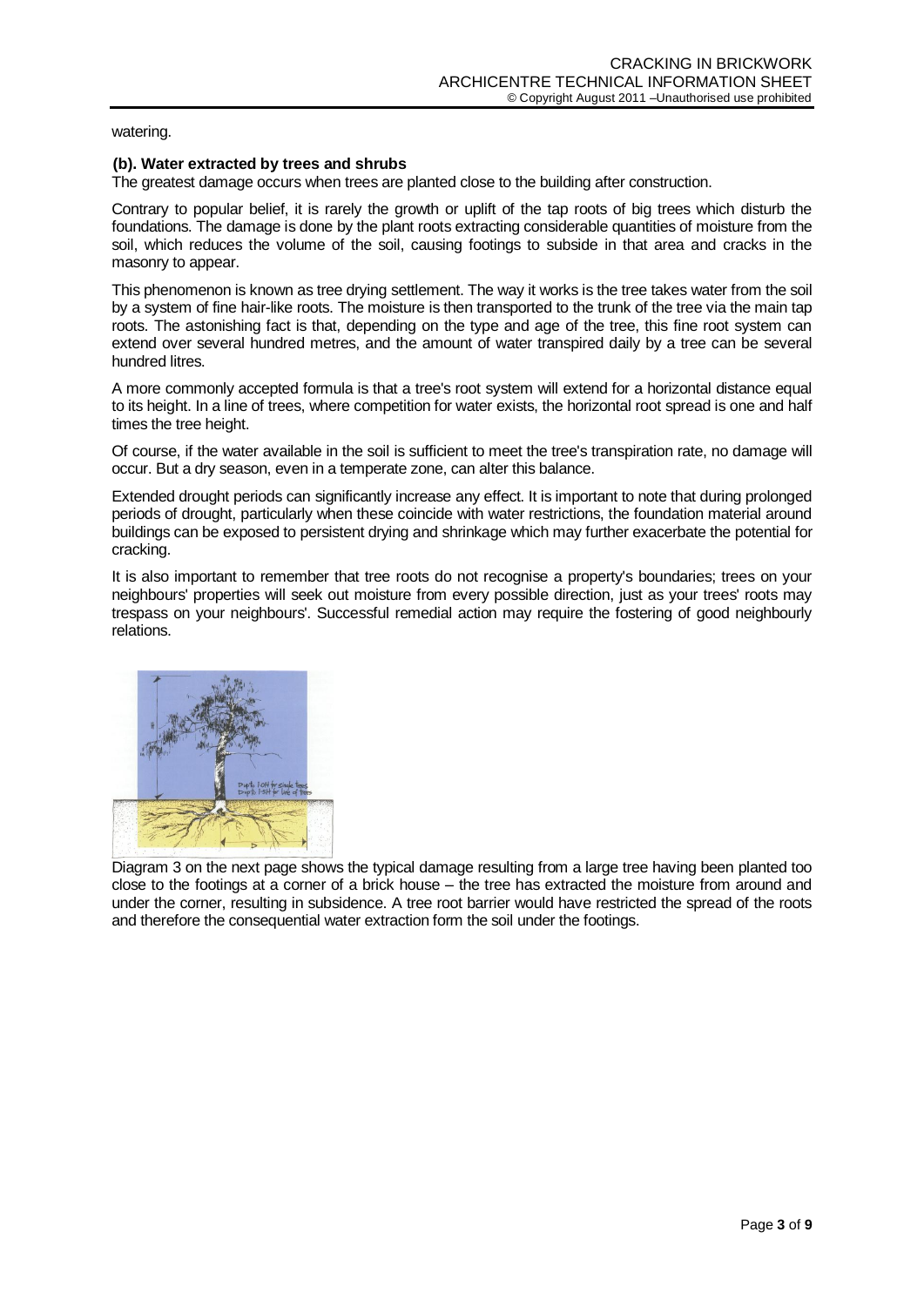watering.

### (b). Water extracted by trees and shrubs

The greatest damage occurs when trees are planted close to the building after construction.

Contrary to popular belief, it is rarely the growth or uplift of the tap roots of big trees which disturb the foundations. The damage is done by the plant roots extracting considerable quantities of moisture from the soil, which reduces the volume of the soil, causing footings to subside in that area and cracks in the masonry to appear.

This phenomenon is known as tree drying settlement. The way it works is the tree takes water from the soil by a system of fine hair-like roots. The moisture is then transported to the trunk of the tree via the main tap roots. The astonishing fact is that, depending on the type and age of the tree, this fine root system can extend over several hundred metres, and the amount of water transpired daily by a tree can be several hundred litres.

A more commonly accepted formula is that a tree's root system will extend for a horizontal distance equal to its height. In a line of trees, where competition for water exists, the horizontal root spread is one and half times the tree height.

Of course, if the water available in the soil is sufficient to meet the tree's transpiration rate, no damage will occur. But a dry season, even in a temperate zone, can alter this balance.

Extended drought periods can significantly increase any effect. It is important to note that during prolonged periods of drought, particularly when these coincide with water restrictions, the foundation material around buildings can be exposed to persistent drying and shrinkage which may further exacerbate the potential for cracking.

It is also important to remember that tree roots do not recognise a property's boundaries; trees on your neighbours' properties will seek out moisture from every possible direction, just as your trees' roots may trespass on your neighbours'. Successful remedial action may require the fostering of good neighbourly relations.

Diagram 3 on the next page shows the typical damage resulting from a large tree having been planted too close to the footings at a corner of a brick house – the tree has extracted the moisture from around and under the corner, resulting in subsidence. A tree root barrier would have restricted the spread of the roots and therefore the consequential water extraction form the soil under the footings.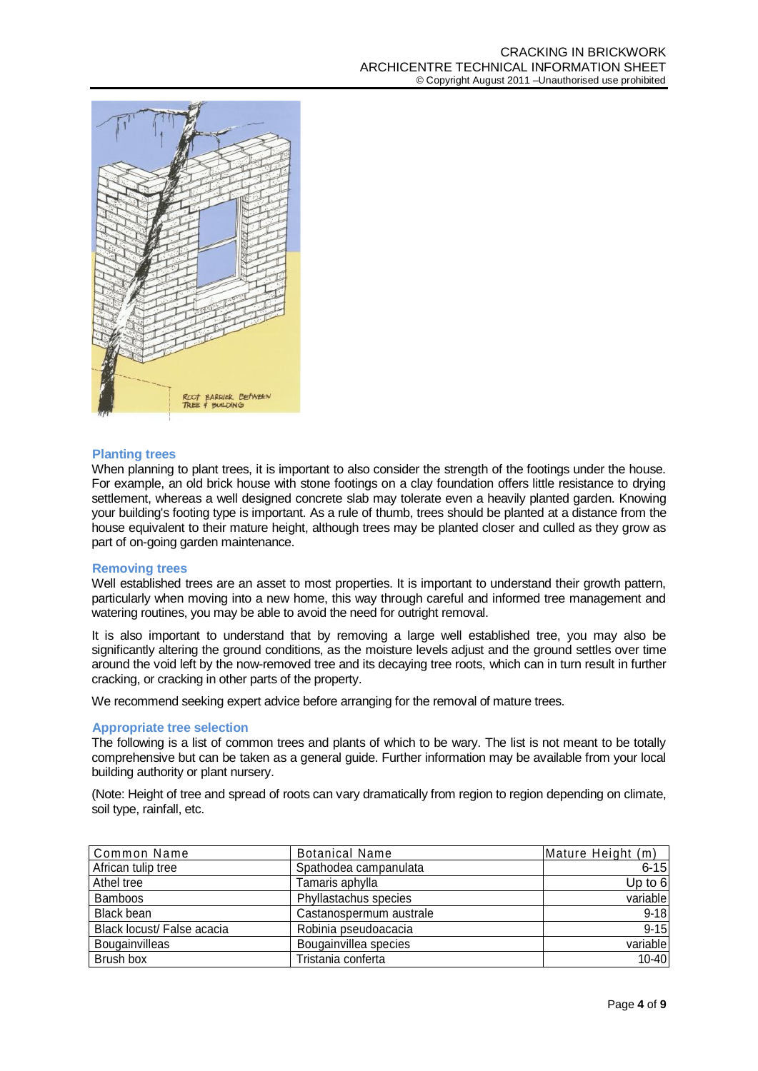## Planting trees

When planning to plant trees, it is important to also consider the strength of the footings under the house. For example, an old brick house with stone footings on a clay foundation offers little resistance to drying settlement, whereas a well designed concrete slab may tolerate even a heavily planted garden. Knowing your building's footing type is important. As a rule of thumb, trees should be planted at a distance from the house equivalent to their mature height, although trees may be planted closer and culled as they grow as part of on-going garden maintenance.

## Removing trees

Well established trees are an asset to most properties. It is important to understand their growth pattern, particularly when moving into a new home, this way through careful and informed tree management and watering routines, you may be able to avoid the need for outright removal.

It is also important to understand that by removing a large well established tree, you may also be significantly altering the ground conditions, as the moisture levels adjust and the ground settles over time around the void left by the now-removed tree and its decaying tree roots, which can in turn result in further cracking, or cracking in other parts of the property.

We recommend seeking expert advice before arranging for the removal of mature trees.

## Appropriate tree selection

The following is a list of common trees and plants of which to be wary. The list is not meant to be totally comprehensive but can be taken as a general guide. Further information may be available from your local building authority or plant nursery.

(Note: Height of tree and spread of roots can vary dramatically from region to region depending on climate, soil type, rainfall, etc.

| Common Name | Botanical Name | Mature Height (m) |
|---|---|---|
| African tulip tree | Spathodea campanulata | 6-15 |
| Athel tree | Tamaris aphylla | Up to 6 |
| Bamboos | Phyllastachus species | variable |
| Black bean | Castanospermum australe | 9-18 |
| Black locust/ False acacia | Robinia pseudoacacia | 9-15 |
| Bougainvilleas | Bougainvillea species | variable |
| Brush box | Tristania conferta | 10-40 |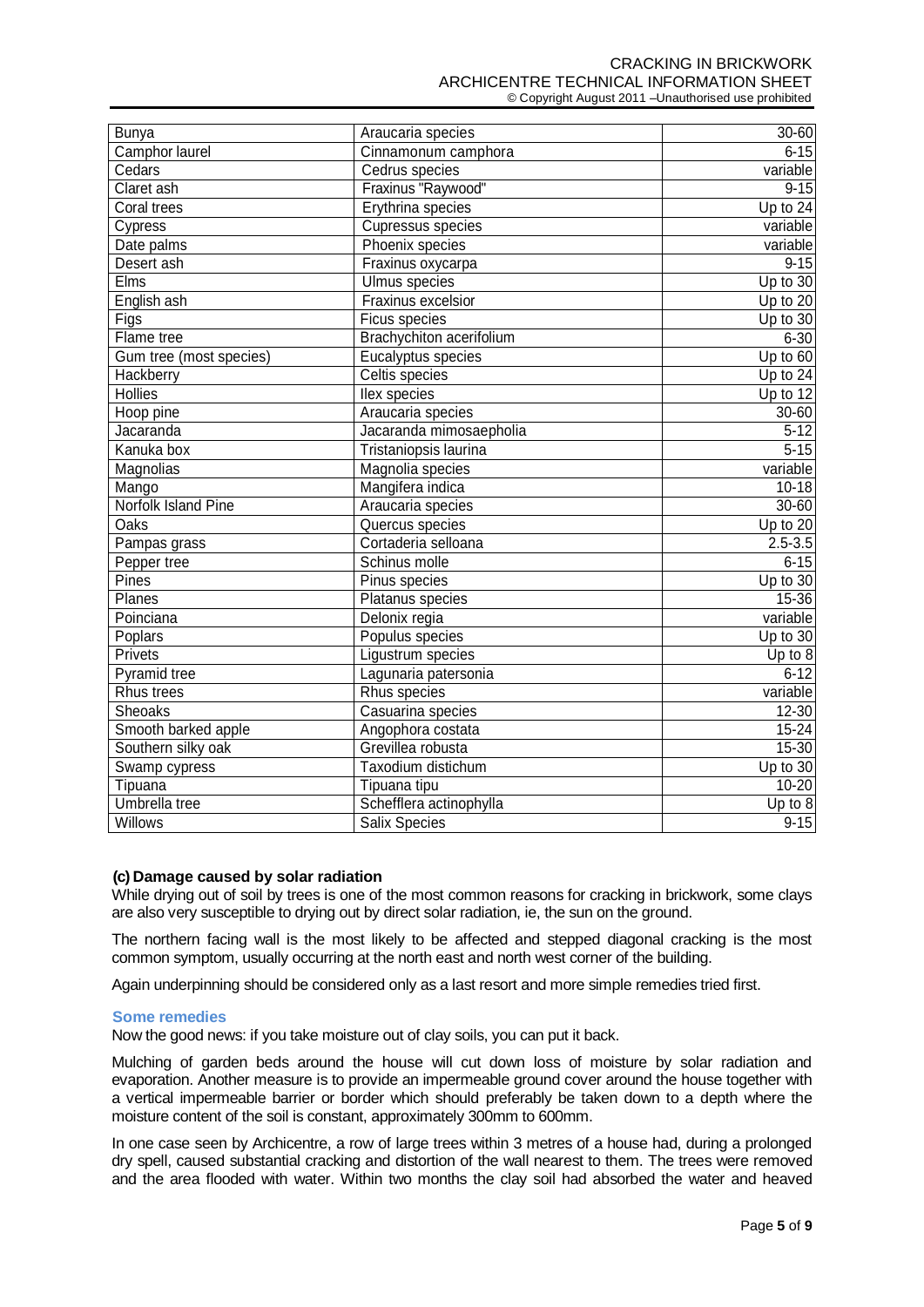| Bunya | Araucaria species | 30-60 |
|---|---|---|
| Camphor laurel | Cinnamonum camphora | 6-15 |
| Cedars | Cedrus species | variable |
| Claret ash | Fraxinus "Raywood" | 9-15 |
| Coral trees | Erythrina species | Up to 24 |
| Cypress | Cupressus species | variable |
| Date palms | Phoenix species | variable |
| Desert ash | Fraxinus oxycarpa | 9-15 |
| Elms | Ulmus species | Up to 30 |
| English ash | Fraxinus excelsior | Up to 20 |
| Figs | Ficus species | Up to 30 |
| Flame tree | Brachychiton acerifolium | 6-30 |
| Gum tree (most species) | Eucalyptus species | Up to 60 |
| Hackberry | Celtis species | Up to 24 |
| Hollies | Ilex species | Up to 12 |
| Hoop pine | Araucaria species | 30-60 |
| Jacaranda | Jacaranda mimosaephoila | 5-12 |
| Kanuka box | Tristaniopsis laurina | 5-15 |
| Magnolias | Magnolia species | variable |
| Mango | Mangifera indica | 10-18 |
| Norfolk Island Pine | Araucaria species | 30-60 |
| Oaks | Quercus species | Up to 20 |
| Pampas grass | Cortaderia selloana | 2.5-3.5 |
| Pepper tree | Schinus molle | 6-15 |
| Pines | Pinus species | Up to 30 |
| Planes | Platanus species | 15-36 |
| Poinciana | Delonix regia | variable |
| Poplars | Populus species | Up to 30 |
| Privets | Ligustrum species | Up to 8 |
| Pyramid tree | Lagunaria patersonia | 6-12 |
| Rhus trees | Rhus species | variable |
| Sheoaks | Casuarina species | 12-30 |
| Smooth barked apple | Angophora costata | 15-24 |
| Southern silky oak | Grevillea robusta | 15-30 |
| Swamp cypress | Taxodium distichum | Up to 30 |
| Tipuana | Tipuana tipu | 10-20 |
| Umbrella tree | Schefflera actinophylla | Up to 8 |
| Willows | Salix Species | 9-15 |

### (c) Damage caused by solar radiation

While drying out of soil by trees is one of the most common reasons for cracking in brickwork, some clays are also very susceptible to drying out by direct solar radiation, ie, the sun on the ground.

The northern facing wall is the most likely to be affected and stepped diagonal cracking is the most common symptom, usually occurring at the north east and north west corner of the building.

Again underpinning should be considered only as a last resort and more simple remedies tried first.

#### Some remedies

Now the good news: if you take moisture out of clay soils, you can put it back.

Mulching of garden beds around the house will cut down loss of moisture by solar radiation and evaporation. Another measure is to provide an impermeable ground cover around the house together with a vertical impermeable barrier or border which should preferably be taken down to a depth where the moisture content of the soil is constant, approximately 300mm to 600mm.

In one case seen by Archicentre, a row of large trees within 3 metres of a house had, during a prolonged dry spell, caused substantial cracking and distortion of the wall nearest to them. The trees were removed and the area flooded with water. Within two months the clay soil had absorbed the water and heaved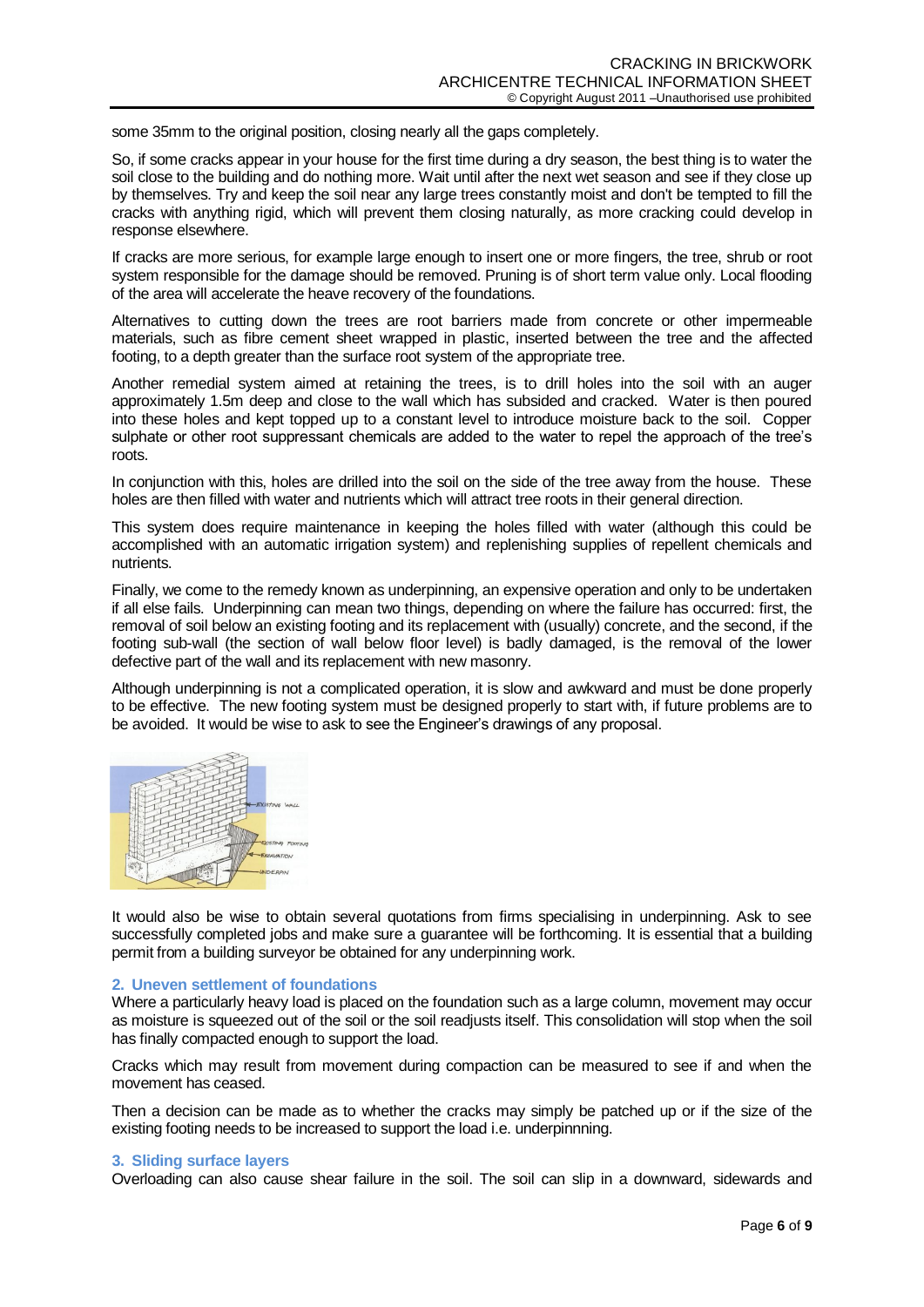some 35mm to the original position, closing nearly all the gaps completely.

So, if some cracks appear in your house for the first time during a dry season, the best thing is to water the soil close to the building and do nothing more. Wait until after the next wet season and see if they close up by themselves. Try and keep the soil near any large trees constantly moist and don't be tempted to fill the cracks with anything rigid, which will prevent them closing naturally, as more cracking could develop in response elsewhere.

If cracks are more serious, for example large enough to insert one or more fingers, the tree, shrub or root system responsible for the damage should be removed. Pruning is of short term value only. Local flooding of the area will accelerate the heave recovery of the foundations.

Alternatives to cutting down the trees are root barriers made from concrete or other impermeable materials, such as fibre cement sheet wrapped in plastic, inserted between the tree and the affected footing, to a depth greater than the surface root system of the appropriate tree.

Another remedial system aimed at retaining the trees, is to drill holes into the soil with an auger approximately 1.5m deep and close to the wall which has subsided and cracked. Water is then poured into these holes and kept topped up to a constant level to introduce moisture back to the soil. Copper sulphate or other root suppressant chemicals are added to the water to repel the approach of the tree's roots.

In conjunction with this, holes are drilled into the soil on the side of the tree away from the house. These holes are then filled with water and nutrients which will attract tree roots in their general direction.

This system does require maintenance in keeping the holes filled with water (although this could be accomplished with an automatic irrigation system) and replenishing supplies of repellent chemicals and nutrients.

Finally, we come to the remedy known as underpinning, an expensive operation and only to be undertaken if all else fails. Underpinning can mean two things, depending on where the failure has occurred: first, the removal of soil below an existing footing and its replacement with (usually) concrete, and the second, if the footing sub-wall (the section of wall below floor level) is badly damaged, is the removal of the lower defective part of the wall and its replacement with new masonry.

Although underpinning is not a complicated operation, it is slow and awkward and must be done properly to be effective. The new footing system must be designed properly to start with, if future problems are to be avoided. It would be wise to ask to see the Engineer's drawings of any proposal.

It would also be wise to obtain several quotations from firms specialising in underpinning. Ask to see successfully completed jobs and make sure a guarantee will be forthcoming. It is essential that a building permit from a building surveyor be obtained for any underpinning work.

### 2. Uneven settlement of foundations

Where a particularly heavy load is placed on the foundation such as a large column, movement may occur as moisture is squeezed out of the soil or the soil readjusts itself. This consolidation will stop when the soil has finally compacted enough to support the load.

Cracks which may result from movement during compaction can be measured to see if and when the movement has ceased.

Then a decision can be made as to whether the cracks may simply be patched up or if the size of the existing footing needs to be increased to support the load i.e. underpinnning.

### 3. Sliding surface layers

Overloading can also cause shear failure in the soil. The soil can slip in a downward, sidewards and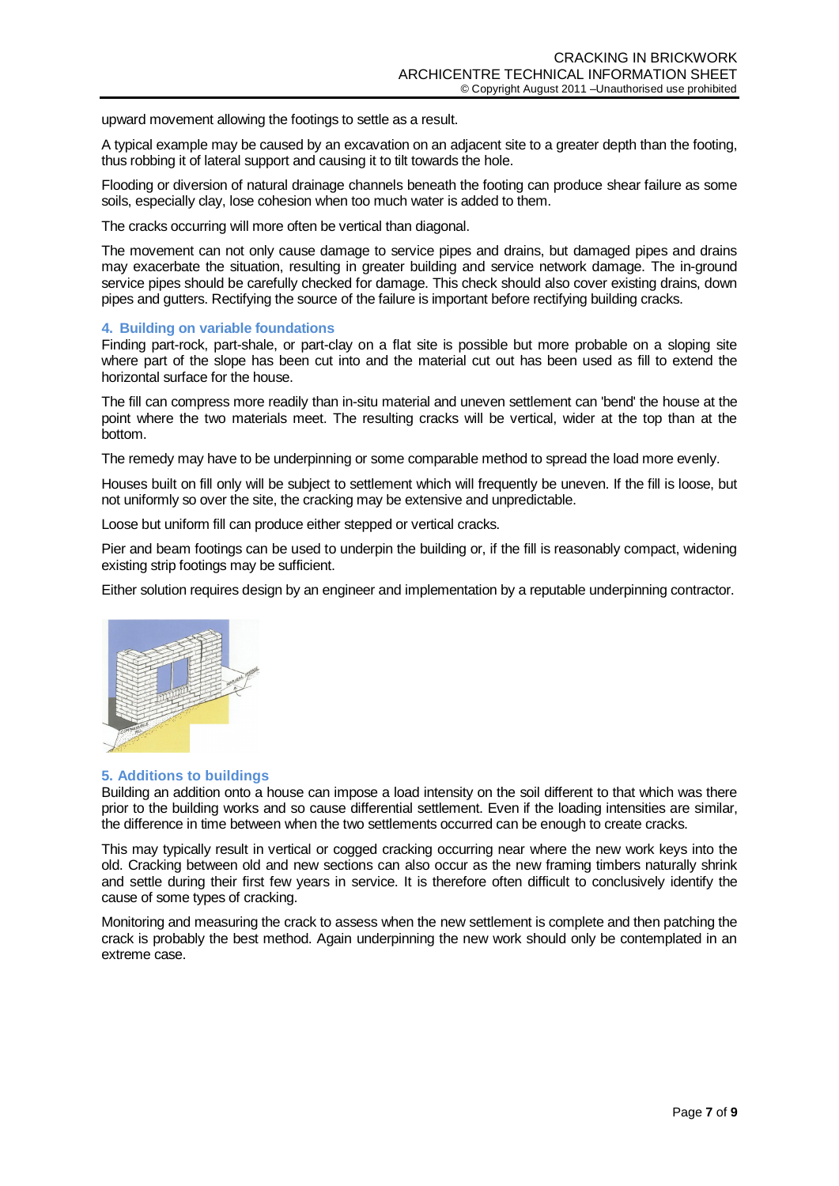upward movement allowing the footings to settle as a result.

A typical example may be caused by an excavation on an adjacent site to a greater depth than the footing, thus robbing it of lateral support and causing it to tilt towards the hole.

Flooding or diversion of natural drainage channels beneath the footing can produce shear failure as some soils, especially clay, lose cohesion when too much water is added to them.

The cracks occurring will more often be vertical than diagonal.

The movement can not only cause damage to service pipes and drains, but damaged pipes and drains may exacerbate the situation, resulting in greater building and service network damage. The in-ground service pipes should be carefully checked for damage. This check should also cover existing drains, down pipes and gutters. Rectifying the source of the failure is important before rectifying building cracks.

## 4. Building on variable foundations

Finding part-rock, part-shale, or part-clay on a flat site is possible but more probable on a sloping site where part of the slope has been cut into and the material cut out has been used as fill to extend the horizontal surface for the house.

The fill can compress more readily than in-situ material and uneven settlement can 'bend' the house at the point where the two materials meet. The resulting cracks will be vertical, wider at the top than at the bottom.

The remedy may have to be underpinning or some comparable method to spread the load more evenly.

Houses built on fill only will be subject to settlement which will frequently be uneven. If the fill is loose, but not uniformly so over the site, the cracking may be extensive and unpredictable.

Loose but uniform fill can produce either stepped or vertical cracks.

Pier and beam footings can be used to underpin the building or, if the fill is reasonably compact, widening existing strip footings may be sufficient.

Either solution requires design by an engineer and implementation by a reputable underpinning contractor.

## 5. Additions to buildings

Building an addition onto a house can impose a load intensity on the soil different to that which was there prior to the building works and so cause differential settlement. Even if the loading intensities are similar, the difference in time between when the two settlements occurred can be enough to create cracks.

This may typically result in vertical or cogged cracking occurring near where the new work keys into the old. Cracking between old and new sections can also occur as the new framing timbers naturally shrink and settle during their first few years in service. It is therefore often difficult to conclusively identify the cause of some types of cracking.

Monitoring and measuring the crack to assess when the new settlement is complete and then patching the crack is probably the best method. Again underpinning the new work should only be contemplated in an extreme case.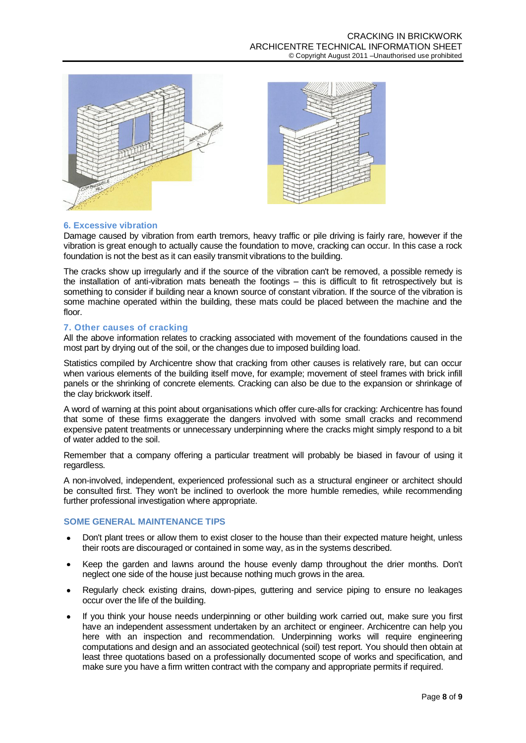## 6. Excessive vibration

Damage caused by vibration from earth tremors, heavy traffic or pile driving is fairly rare, however if the vibration is great enough to actually cause the foundation to move, cracking can occur. In this case a rock foundation is not the best as it can easily transmit vibrations to the building.

The cracks show up irregularly and if the source of the vibration can't be removed, a possible remedy is the installation of anti-vibration mats beneath the footings – this is difficult to fit retrospectively but is something to consider if building near a known source of constant vibration. If the source of the vibration is some machine operated within the building, these mats could be placed between the machine and the floor.

## 7. Other causes of cracking

All the above information relates to cracking associated with movement of the foundations caused in the most part by drying out of the soil, or the changes due to imposed building load.

Statistics compiled by Archicentre show that cracking from other causes is relatively rare, but can occur when various elements of the building itself move, for example; movement of steel frames with brick infill panels or the shrinking of concrete elements. Cracking can also be due to the expansion or shrinkage of the clay brickwork itself.

A word of warning at this point about organisations which offer cure-alls for cracking: Archicentre has found that some of these firms exaggerate the dangers involved with some small cracks and recommend expensive patent treatments or unnecessary underpinning where the cracks might simply respond to a bit of water added to the soil.

Remember that a company offering a particular treatment will probably be biased in favour of using it regardless.

A non-involved, independent, experienced professional such as a structural engineer or architect should be consulted first. They won't be inclined to overlook the more humble remedies, while recommending further professional investigation where appropriate.

## SOME GENERAL MAINTENANCE TIPS

- Don't plant trees or allow them to exist closer to the house than their expected mature height, unless their roots are discouraged or contained in some way, as in the systems described.
- Keep the garden and lawns around the house evenly damp throughout the drier months. Don't neglect one side of the house just because nothing much grows in the area.
- Regularly check existing drains, down-pipes, guttering and service piping to ensure no leakages occur over the life of the building.
- If you think your house needs underpinning or other building work carried out, make sure you first have an independent assessment undertaken by an architect or engineer. Archicentre can help you here with an inspection and recommendation. Underpinning works will require engineering computations and design and an associated geotechnical (soil) test report. You should then obtain at least three quotations based on a professionally documented scope of works and specification, and make sure you have a firm written contract with the company and appropriate permits if required.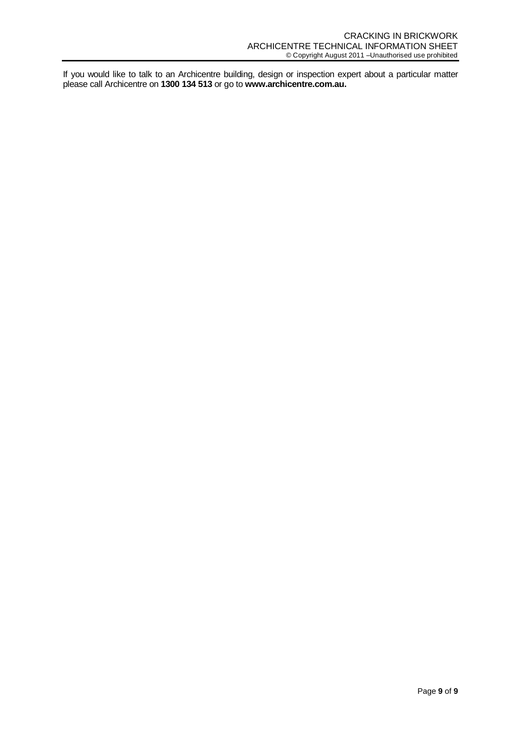If you would like to talk to an Archicentre building, design or inspection expert about a particular matter please call Archicentre on **1300 134 513** or go to **www.archicentre.com.au.**